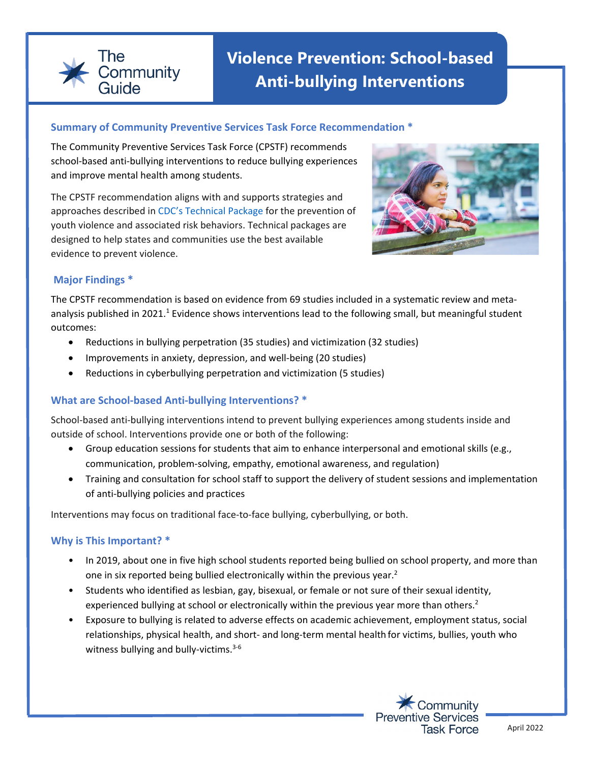The Community Guide

# Violence Prevention: School-based Anti-bullying Interventions

## Summary of Community Preventive Services Task Force Recommendation *

The Community Preventive Services Task Force (CPSTF) recommends school-based anti-bullying interventions to reduce bullying experiences and improve mental health among students.

The CPSTF recommendation aligns with and supports strategies and approaches described in CDC's Technical Package for the prevention of youth violence and associated risk behaviors. Technical packages are designed to help states and communities use the best available evidence to prevent violence.

## Major Findings *

The CPSTF recommendation is based on evidence from 69 studies included in a systematic review and meta-analysis published in 2021.[1] Evidence shows interventions lead to the following small, but meaningful student outcomes:

- Reductions in bullying perpetration (35 studies) and victimization (32 studies)
- Improvements in anxiety, depression, and well-being (20 studies)
- Reductions in cyberbullying perpetration and victimization (5 studies)

## What are School-based Anti-bullying Interventions? *

School-based anti-bullying interventions intend to prevent bullying experiences among students inside and outside of school. Interventions provide one or both of the following:

- Group education sessions for students that aim to enhance interpersonal and emotional skills (e.g., communication, problem-solving, empathy, emotional awareness, and regulation)
- Training and consultation for school staff to support the delivery of student sessions and implementation of anti-bullying policies and practices

Interventions may focus on traditional face-to-face bullying, cyberbullying, or both.

## Why is This Important? *

- In 2019, about one in five high school students reported being bullied on school property, and more than one in six reported being bullied electronically within the previous year.[2]
- Students who identified as lesbian, gay, bisexual, or female or not sure of their sexual identity, experienced bullying at school or electronically within the previous year more than others.[2]
- Exposure to bullying is related to adverse effects on academic achievement, employment status, social relationships, physical health, and short- and long-term mental health for victims, bullies, youth who witness bullying and bully-victims.[3-6]

Community Preventive Services Task Force

April 2022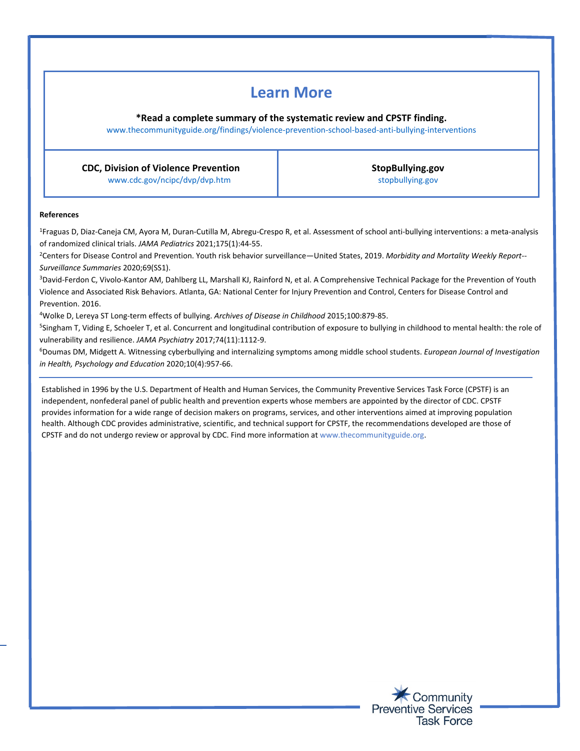## Learn More

**\*Read a complete summary of the systematic review and CPSTF finding.**

www.thecommunityguide.org/findings/violence-prevention-school-based-anti-bullying-interventions

| | |
|---|---|
| **CDC, Division of Violence Prevention** www.cdc.gov/ncipc/dvp/dvp.htm | **StopBullying.gov** stopbullying.gov |

**References**

[1]Fraguas D, Diaz-Caneja CM, Ayora M, Duran-Cutilla M, Abregu-Crespo R, et al. Assessment of school anti-bullying interventions: a meta-analysis of randomized clinical trials. *JAMA Pediatrics* 2021;175(1):44-55.

[2]Centers for Disease Control and Prevention. Youth risk behavior surveillance—United States, 2019. *Morbidity and Mortality Weekly Report--Surveillance Summaries* 2020;69(SS1).

[3]David-Ferdon C, Vivolo-Kantor AM, Dahlberg LL, Marshall KJ, Rainford N, et al. A Comprehensive Technical Package for the Prevention of Youth Violence and Associated Risk Behaviors. Atlanta, GA: National Center for Injury Prevention and Control, Centers for Disease Control and Prevention. 2016.

[4]Wolke D, Lereya ST Long-term effects of bullying. *Archives of Disease in Childhood* 2015;100:879-85.

[5]Singham T, Viding E, Schoeler T, et al. Concurrent and longitudinal contribution of exposure to bullying in childhood to mental health: the role of vulnerability and resilience. *JAMA Psychiatry* 2017;74(11):1112-9.

[6]Doumas DM, Midgett A. Witnessing cyberbullying and internalizing symptoms among middle school students. *European Journal of Investigation in Health, Psychology and Education* 2020;10(4):957-66.

Established in 1996 by the U.S. Department of Health and Human Services, the Community Preventive Services Task Force (CPSTF) is an independent, nonfederal panel of public health and prevention experts whose members are appointed by the director of CDC. CPSTF provides information for a wide range of decision makers on programs, services, and other interventions aimed at improving population health. Although CDC provides administrative, scientific, and technical support for CPSTF, the recommendations developed are those of CPSTF and do not undergo review or approval by CDC. Find more information at www.thecommunityguide.org.

Community Preventive Services Task Force